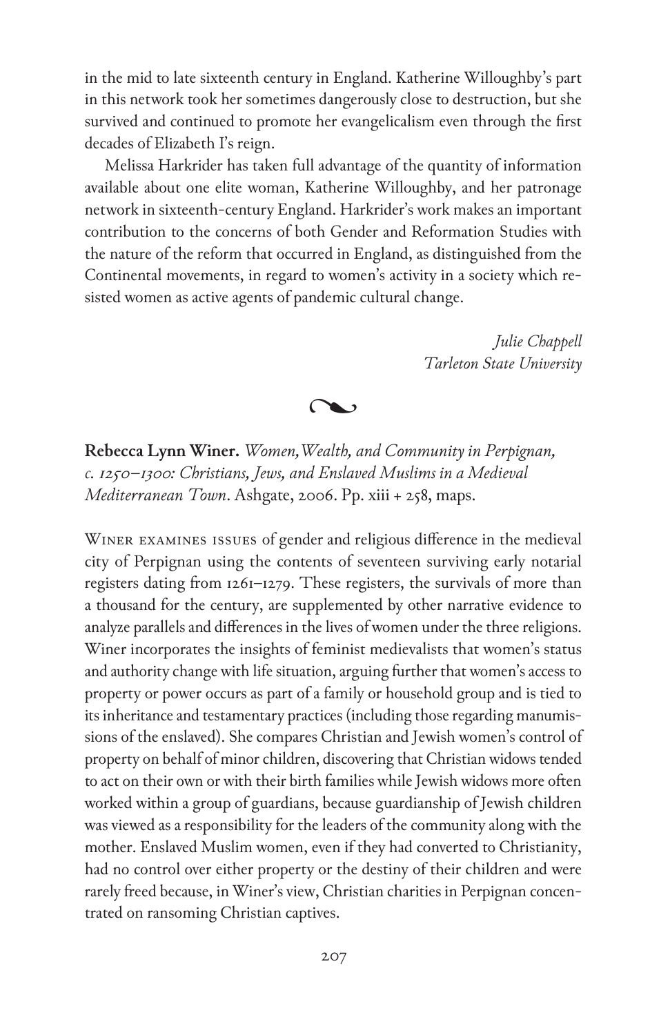in the mid to late sixteenth century in England. Katherine Willoughby's part in this network took her sometimes dangerously close to destruction, but she survived and continued to promote her evangelicalism even through the first decades of Elizabeth I's reign.

Melissa Harkrider has taken full advantage of the quantity of information available about one elite woman, Katherine Willoughby, and her patronage network in sixteenth-century England. Harkrider's work makes an important contribution to the concerns of both Gender and Reformation Studies with the nature of the reform that occurred in England, as distinguished from the Continental movements, in regard to women's activity in a society which resisted women as active agents of pandemic cultural change.

*Julie Chappell*
*Tarleton State University*

**Rebecca Lynn Winer.** *Women, Wealth, and Community in Perpignan, c. 1250–1300: Christians, Jews, and Enslaved Muslims in a Medieval Mediterranean Town*. Ashgate, 2006. Pp. xiii + 258, maps.

Winer examines issues of gender and religious difference in the medieval city of Perpignan using the contents of seventeen surviving early notarial registers dating from 1261–1279. These registers, the survivals of more than a thousand for the century, are supplemented by other narrative evidence to analyze parallels and differences in the lives of women under the three religions. Winer incorporates the insights of feminist medievalists that women's status and authority change with life situation, arguing further that women's access to property or power occurs as part of a family or household group and is tied to its inheritance and testamentary practices (including those regarding manumissions of the enslaved). She compares Christian and Jewish women's control of property on behalf of minor children, discovering that Christian widows tended to act on their own or with their birth families while Jewish widows more often worked within a group of guardians, because guardianship of Jewish children was viewed as a responsibility for the leaders of the community along with the mother. Enslaved Muslim women, even if they had converted to Christianity, had no control over either property or the destiny of their children and were rarely freed because, in Winer's view, Christian charities in Perpignan concentrated on ransoming Christian captives.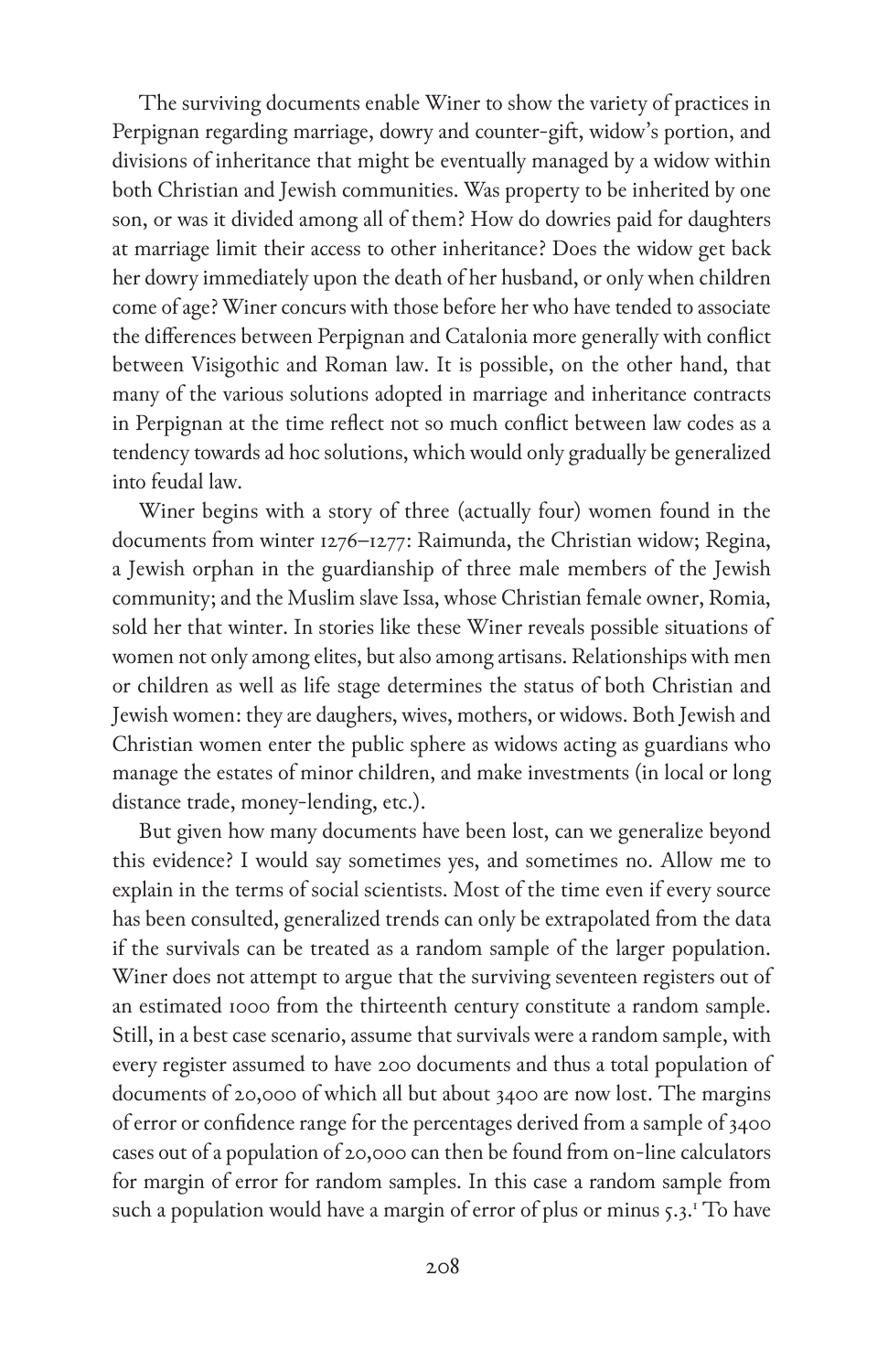The surviving documents enable Winer to show the variety of practices in Perpignan regarding marriage, dowry and counter-gift, widow's portion, and divisions of inheritance that might be eventually managed by a widow within both Christian and Jewish communities. Was property to be inherited by one son, or was it divided among all of them? How do dowries paid for daughters at marriage limit their access to other inheritance? Does the widow get back her dowry immediately upon the death of her husband, or only when children come of age? Winer concurs with those before her who have tended to associate the differences between Perpignan and Catalonia more generally with conflict between Visigothic and Roman law. It is possible, on the other hand, that many of the various solutions adopted in marriage and inheritance contracts in Perpignan at the time reflect not so much conflict between law codes as a tendency towards ad hoc solutions, which would only gradually be generalized into feudal law.

Winer begins with a story of three (actually four) women found in the documents from winter 1276–1277: Raimunda, the Christian widow; Regina, a Jewish orphan in the guardianship of three male members of the Jewish community; and the Muslim slave Issa, whose Christian female owner, Romia, sold her that winter. In stories like these Winer reveals possible situations of women not only among elites, but also among artisans. Relationships with men or children as well as life stage determines the status of both Christian and Jewish women: they are daughers, wives, mothers, or widows. Both Jewish and Christian women enter the public sphere as widows acting as guardians who manage the estates of minor children, and make investments (in local or long distance trade, money-lending, etc.).

But given how many documents have been lost, can we generalize beyond this evidence? I would say sometimes yes, and sometimes no. Allow me to explain in the terms of social scientists. Most of the time even if every source has been consulted, generalized trends can only be extrapolated from the data if the survivals can be treated as a random sample of the larger population. Winer does not attempt to argue that the surviving seventeen registers out of an estimated 1000 from the thirteenth century constitute a random sample. Still, in a best case scenario, assume that survivals were a random sample, with every register assumed to have 200 documents and thus a total population of documents of 20,000 of which all but about 3400 are now lost. The margins of error or confidence range for the percentages derived from a sample of 3400 cases out of a population of 20,000 can then be found from on-line calculators for margin of error for random samples. In this case a random sample from such a population would have a margin of error of plus or minus 5.3.[1] To have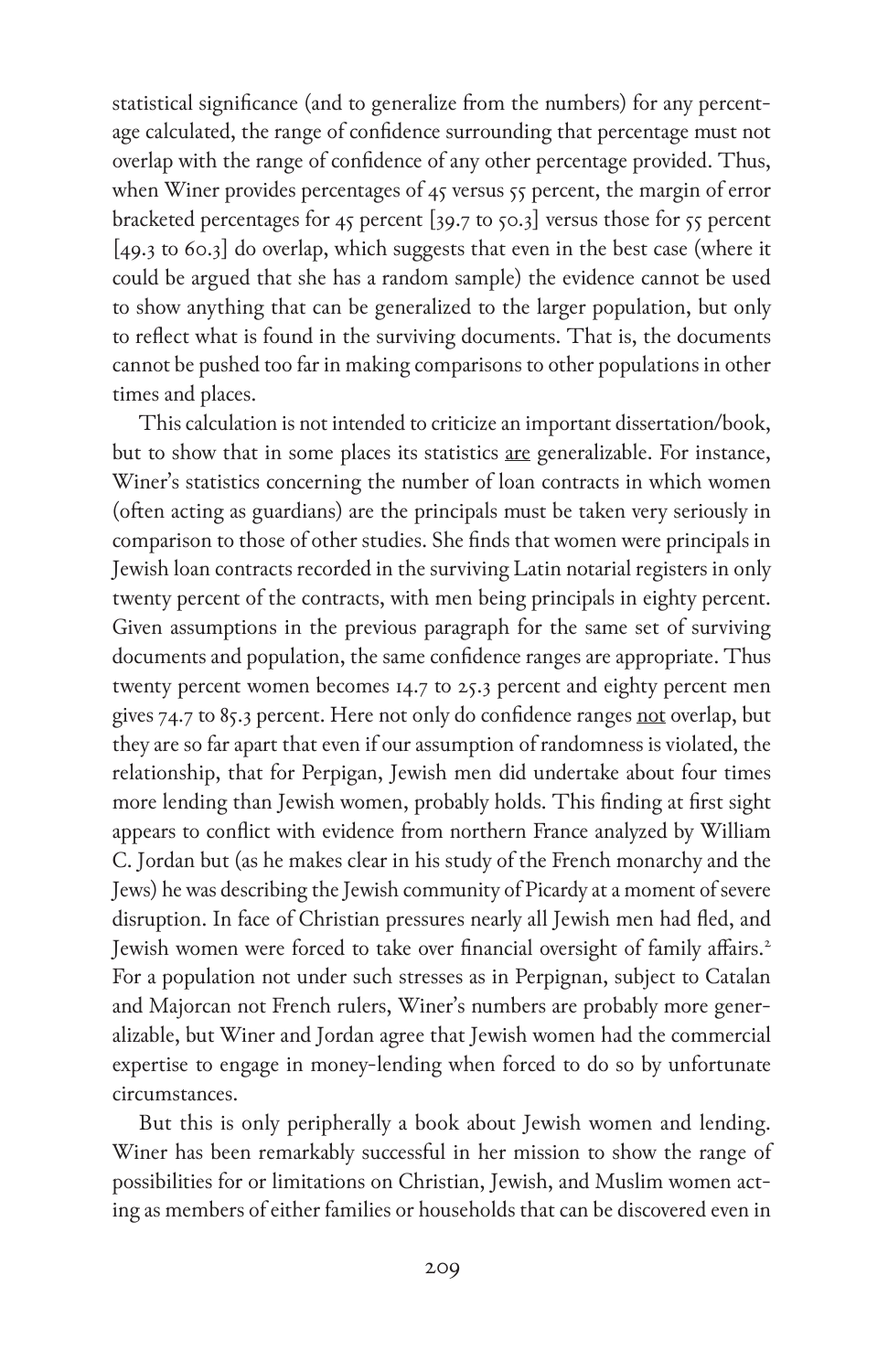statistical significance (and to generalize from the numbers) for any percentage calculated, the range of confidence surrounding that percentage must not overlap with the range of confidence of any other percentage provided. Thus, when Winer provides percentages of 45 versus 55 percent, the margin of error bracketed percentages for 45 percent [39.7 to 50.3] versus those for 55 percent [49.3 to 60.3] do overlap, which suggests that even in the best case (where it could be argued that she has a random sample) the evidence cannot be used to show anything that can be generalized to the larger population, but only to reflect what is found in the surviving documents. That is, the documents cannot be pushed too far in making comparisons to other populations in other times and places.

This calculation is not intended to criticize an important dissertation/book, but to show that in some places its statistics <u>are</u> generalizable. For instance, Winer's statistics concerning the number of loan contracts in which women (often acting as guardians) are the principals must be taken very seriously in comparison to those of other studies. She finds that women were principals in Jewish loan contracts recorded in the surviving Latin notarial registers in only twenty percent of the contracts, with men being principals in eighty percent. Given assumptions in the previous paragraph for the same set of surviving documents and population, the same confidence ranges are appropriate. Thus twenty percent women becomes 14.7 to 25.3 percent and eighty percent men gives 74.7 to 85.3 percent. Here not only do confidence ranges <u>not</u> overlap, but they are so far apart that even if our assumption of randomness is violated, the relationship, that for Perpigan, Jewish men did undertake about four times more lending than Jewish women, probably holds. This finding at first sight appears to conflict with evidence from northern France analyzed by William C. Jordan but (as he makes clear in his study of the French monarchy and the Jews) he was describing the Jewish community of Picardy at a moment of severe disruption. In face of Christian pressures nearly all Jewish men had fled, and Jewish women were forced to take over financial oversight of family affairs.[2] For a population not under such stresses as in Perpignan, subject to Catalan and Majorcan not French rulers, Winer's numbers are probably more generalizable, but Winer and Jordan agree that Jewish women had the commercial expertise to engage in money-lending when forced to do so by unfortunate circumstances.

But this is only peripherally a book about Jewish women and lending. Winer has been remarkably successful in her mission to show the range of possibilities for or limitations on Christian, Jewish, and Muslim women acting as members of either families or households that can be discovered even in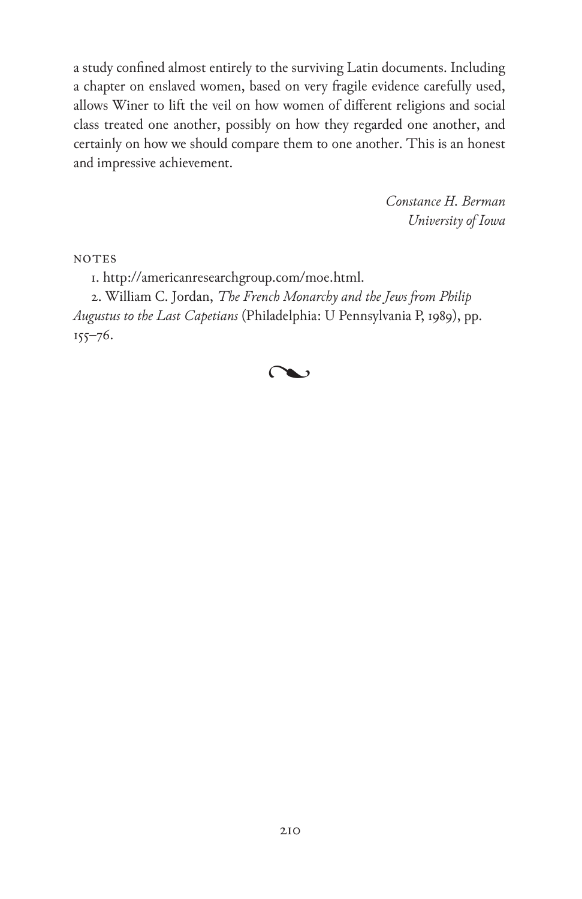a study confined almost entirely to the surviving Latin documents. Including a chapter on enslaved women, based on very fragile evidence carefully used, allows Winer to lift the veil on how women of different religions and social class treated one another, possibly on how they regarded one another, and certainly on how we should compare them to one another. This is an honest and impressive achievement.

*Constance H. Berman*
*University of Iowa*

NOTES

1. http://americanresearchgroup.com/moe.html.

2. William C. Jordan, *The French Monarchy and the Jews from Philip Augustus to the Last Capetians* (Philadelphia: U Pennsylvania P, 1989), pp. 155–76.